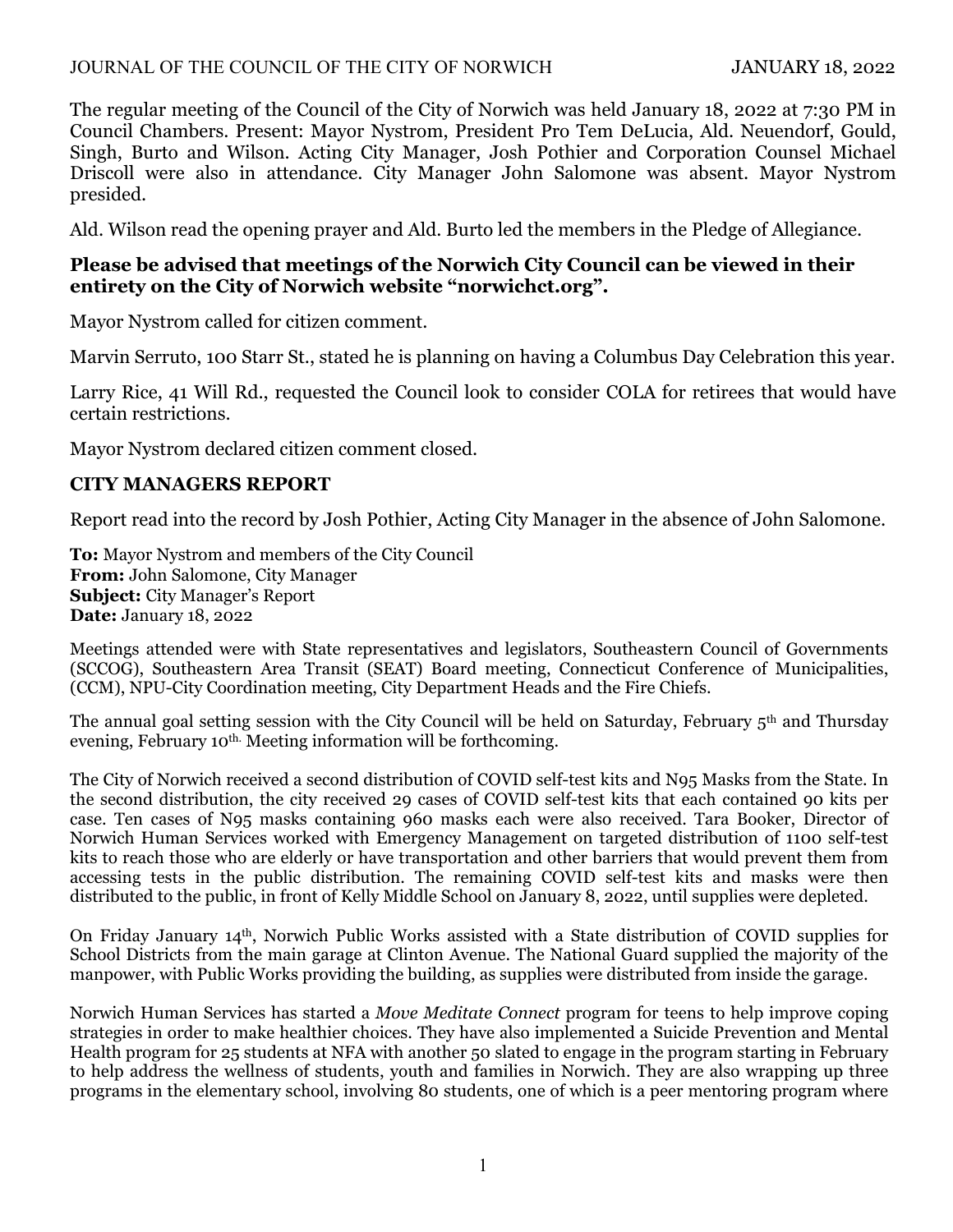The regular meeting of the Council of the City of Norwich was held January 18, 2022 at 7:30 PM in Council Chambers. Present: Mayor Nystrom, President Pro Tem DeLucia, Ald. Neuendorf, Gould, Singh, Burto and Wilson. Acting City Manager, Josh Pothier and Corporation Counsel Michael Driscoll were also in attendance. City Manager John Salomone was absent. Mayor Nystrom presided.

Ald. Wilson read the opening prayer and Ald. Burto led the members in the Pledge of Allegiance.

**Please be advised that meetings of the Norwich City Council can be viewed in their entirety on the City of Norwich website "norwichct.org".**

Mayor Nystrom called for citizen comment.

Marvin Serruto, 100 Starr St., stated he is planning on having a Columbus Day Celebration this year.

Larry Rice, 41 Will Rd., requested the Council look to consider COLA for retirees that would have certain restrictions.

Mayor Nystrom declared citizen comment closed.

## CITY MANAGERS REPORT

Report read into the record by Josh Pothier, Acting City Manager in the absence of John Salomone.

**To:** Mayor Nystrom and members of the City Council
**From:** John Salomone, City Manager
**Subject:** City Manager's Report
**Date:** January 18, 2022

Meetings attended were with State representatives and legislators, Southeastern Council of Governments (SCCOG), Southeastern Area Transit (SEAT) Board meeting, Connecticut Conference of Municipalities, (CCM), NPU-City Coordination meeting, City Department Heads and the Fire Chiefs.

The annual goal setting session with the City Council will be held on Saturday, February 5th and Thursday evening, February 10th. Meeting information will be forthcoming.

The City of Norwich received a second distribution of COVID self-test kits and N95 Masks from the State. In the second distribution, the city received 29 cases of COVID self-test kits that each contained 90 kits per case. Ten cases of N95 masks containing 960 masks each were also received. Tara Booker, Director of Norwich Human Services worked with Emergency Management on targeted distribution of 1100 self-test kits to reach those who are elderly or have transportation and other barriers that would prevent them from accessing tests in the public distribution. The remaining COVID self-test kits and masks were then distributed to the public, in front of Kelly Middle School on January 8, 2022, until supplies were depleted.

On Friday January 14th, Norwich Public Works assisted with a State distribution of COVID supplies for School Districts from the main garage at Clinton Avenue. The National Guard supplied the majority of the manpower, with Public Works providing the building, as supplies were distributed from inside the garage.

Norwich Human Services has started a *Move Meditate Connect* program for teens to help improve coping strategies in order to make healthier choices. They have also implemented a Suicide Prevention and Mental Health program for 25 students at NFA with another 50 slated to engage in the program starting in February to help address the wellness of students, youth and families in Norwich. They are also wrapping up three programs in the elementary school, involving 80 students, one of which is a peer mentoring program where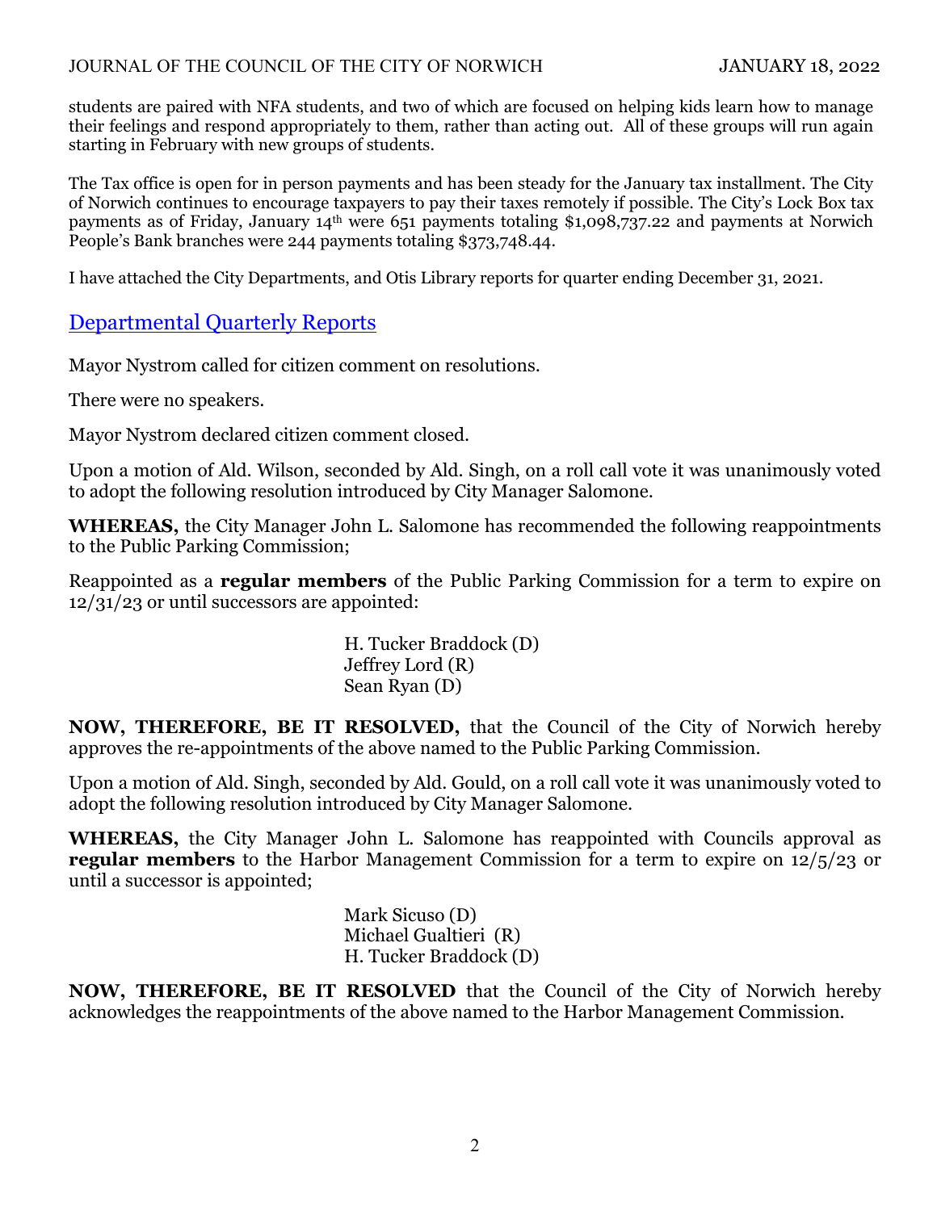students are paired with NFA students, and two of which are focused on helping kids learn how to manage their feelings and respond appropriately to them, rather than acting out. All of these groups will run again starting in February with new groups of students.

The Tax office is open for in person payments and has been steady for the January tax installment. The City of Norwich continues to encourage taxpayers to pay their taxes remotely if possible. The City's Lock Box tax payments as of Friday, January 14th were 651 payments totaling $1,098,737.22 and payments at Norwich People's Bank branches were 244 payments totaling $373,748.44.

I have attached the City Departments, and Otis Library reports for quarter ending December 31, 2021.

[Departmental Quarterly Reports]

Mayor Nystrom called for citizen comment on resolutions.

There were no speakers.

Mayor Nystrom declared citizen comment closed.

Upon a motion of Ald. Wilson, seconded by Ald. Singh, on a roll call vote it was unanimously voted to adopt the following resolution introduced by City Manager Salomone.

**WHEREAS,** the City Manager John L. Salomone has recommended the following reappointments to the Public Parking Commission;

Reappointed as a **regular members** of the Public Parking Commission for a term to expire on 12/31/23 or until successors are appointed:

H. Tucker Braddock (D)
Jeffrey Lord (R)
Sean Ryan (D)

**NOW, THEREFORE, BE IT RESOLVED,** that the Council of the City of Norwich hereby approves the re-appointments of the above named to the Public Parking Commission.

Upon a motion of Ald. Singh, seconded by Ald. Gould, on a roll call vote it was unanimously voted to adopt the following resolution introduced by City Manager Salomone.

**WHEREAS,** the City Manager John L. Salomone has reappointed with Councils approval as **regular members** to the Harbor Management Commission for a term to expire on 12/5/23 or until a successor is appointed;

Mark Sicuso (D)
Michael Gualtieri (R)
H. Tucker Braddock (D)

**NOW, THEREFORE, BE IT RESOLVED** that the Council of the City of Norwich hereby acknowledges the reappointments of the above named to the Harbor Management Commission.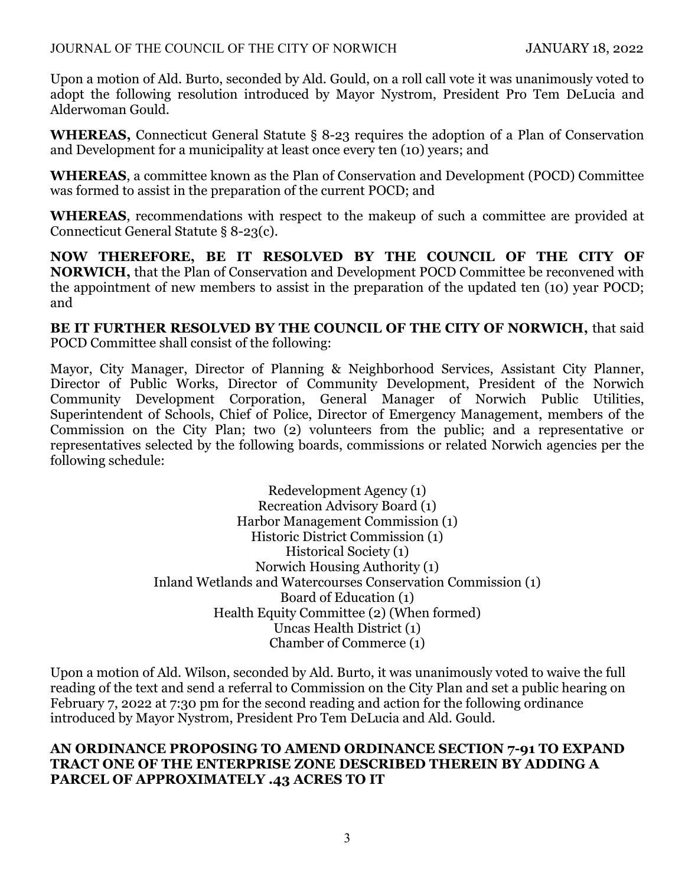Upon a motion of Ald. Burto, seconded by Ald. Gould, on a roll call vote it was unanimously voted to adopt the following resolution introduced by Mayor Nystrom, President Pro Tem DeLucia and Alderwoman Gould.

**WHEREAS,** Connecticut General Statute § 8-23 requires the adoption of a Plan of Conservation and Development for a municipality at least once every ten (10) years; and

**WHEREAS**, a committee known as the Plan of Conservation and Development (POCD) Committee was formed to assist in the preparation of the current POCD; and

**WHEREAS**, recommendations with respect to the makeup of such a committee are provided at Connecticut General Statute § 8-23(c).

**NOW THEREFORE, BE IT RESOLVED BY THE COUNCIL OF THE CITY OF NORWICH,** that the Plan of Conservation and Development POCD Committee be reconvened with the appointment of new members to assist in the preparation of the updated ten (10) year POCD; and

**BE IT FURTHER RESOLVED BY THE COUNCIL OF THE CITY OF NORWICH,** that said POCD Committee shall consist of the following:

Mayor, City Manager, Director of Planning & Neighborhood Services, Assistant City Planner, Director of Public Works, Director of Community Development, President of the Norwich Community Development Corporation, General Manager of Norwich Public Utilities, Superintendent of Schools, Chief of Police, Director of Emergency Management, members of the Commission on the City Plan; two (2) volunteers from the public; and a representative or representatives selected by the following boards, commissions or related Norwich agencies per the following schedule:

Redevelopment Agency (1)
Recreation Advisory Board (1)
Harbor Management Commission (1)
Historic District Commission (1)
Historical Society (1)
Norwich Housing Authority (1)
Inland Wetlands and Watercourses Conservation Commission (1)
Board of Education (1)
Health Equity Committee (2) (When formed)
Uncas Health District (1)
Chamber of Commerce (1)

Upon a motion of Ald. Wilson, seconded by Ald. Burto, it was unanimously voted to waive the full reading of the text and send a referral to Commission on the City Plan and set a public hearing on February 7, 2022 at 7:30 pm for the second reading and action for the following ordinance introduced by Mayor Nystrom, President Pro Tem DeLucia and Ald. Gould.

**AN ORDINANCE PROPOSING TO AMEND ORDINANCE SECTION 7-91 TO EXPAND TRACT ONE OF THE ENTERPRISE ZONE DESCRIBED THEREIN BY ADDING A PARCEL OF APPROXIMATELY .43 ACRES TO IT**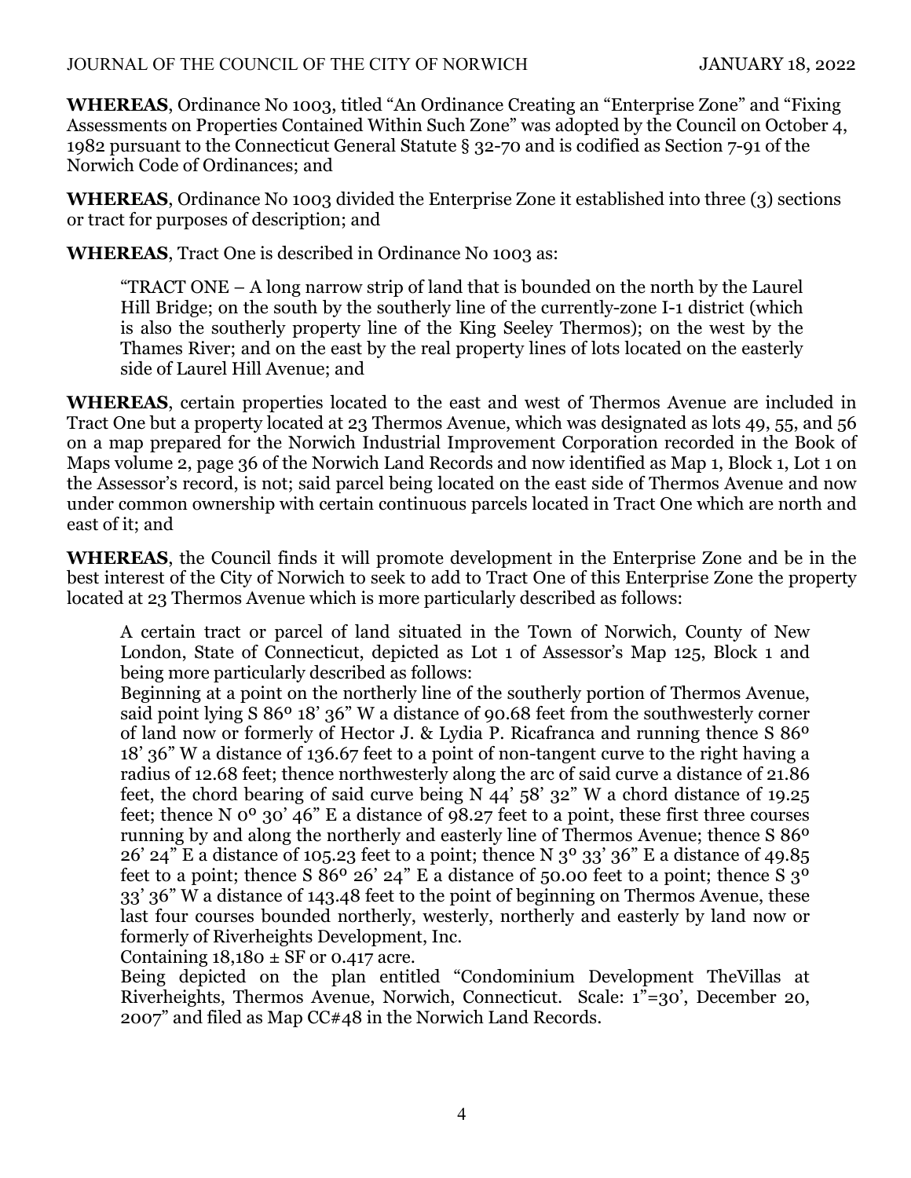**WHEREAS**, Ordinance No 1003, titled "An Ordinance Creating an "Enterprise Zone" and "Fixing Assessments on Properties Contained Within Such Zone" was adopted by the Council on October 4, 1982 pursuant to the Connecticut General Statute § 32-70 and is codified as Section 7-91 of the Norwich Code of Ordinances; and

**WHEREAS**, Ordinance No 1003 divided the Enterprise Zone it established into three (3) sections or tract for purposes of description; and

**WHEREAS**, Tract One is described in Ordinance No 1003 as:

> "TRACT ONE – A long narrow strip of land that is bounded on the north by the Laurel Hill Bridge; on the south by the southerly line of the currently-zone I-1 district (which is also the southerly property line of the King Seeley Thermos); on the west by the Thames River; and on the east by the real property lines of lots located on the easterly side of Laurel Hill Avenue; and

**WHEREAS**, certain properties located to the east and west of Thermos Avenue are included in Tract One but a property located at 23 Thermos Avenue, which was designated as lots 49, 55, and 56 on a map prepared for the Norwich Industrial Improvement Corporation recorded in the Book of Maps volume 2, page 36 of the Norwich Land Records and now identified as Map 1, Block 1, Lot 1 on the Assessor's record, is not; said parcel being located on the east side of Thermos Avenue and now under common ownership with certain continuous parcels located in Tract One which are north and east of it; and

**WHEREAS**, the Council finds it will promote development in the Enterprise Zone and be in the best interest of the City of Norwich to seek to add to Tract One of this Enterprise Zone the property located at 23 Thermos Avenue which is more particularly described as follows:

> A certain tract or parcel of land situated in the Town of Norwich, County of New London, State of Connecticut, depicted as Lot 1 of Assessor's Map 125, Block 1 and being more particularly described as follows:
>
> Beginning at a point on the northerly line of the southerly portion of Thermos Avenue, said point lying S 86º 18' 36" W a distance of 90.68 feet from the southwesterly corner of land now or formerly of Hector J. & Lydia P. Ricafranca and running thence S 86º 18' 36" W a distance of 136.67 feet to a point of non-tangent curve to the right having a radius of 12.68 feet; thence northwesterly along the arc of said curve a distance of 21.86 feet, the chord bearing of said curve being N 44' 58' 32" W a chord distance of 19.25 feet; thence N 0º 30' 46" E a distance of 98.27 feet to a point, these first three courses running by and along the northerly and easterly line of Thermos Avenue; thence S 86º 26' 24" E a distance of 105.23 feet to a point; thence N 3º 33' 36" E a distance of 49.85 feet to a point; thence S 86º 26' 24" E a distance of 50.00 feet to a point; thence S 3º 33' 36" W a distance of 143.48 feet to the point of beginning on Thermos Avenue, these last four courses bounded northerly, westerly, northerly and easterly by land now or formerly of Riverheights Development, Inc.
>
> Containing 18,180 ± SF or 0.417 acre.
>
> Being depicted on the plan entitled "Condominium Development TheVillas at Riverheights, Thermos Avenue, Norwich, Connecticut. Scale: 1"=30', December 20, 2007" and filed as Map CC#48 in the Norwich Land Records.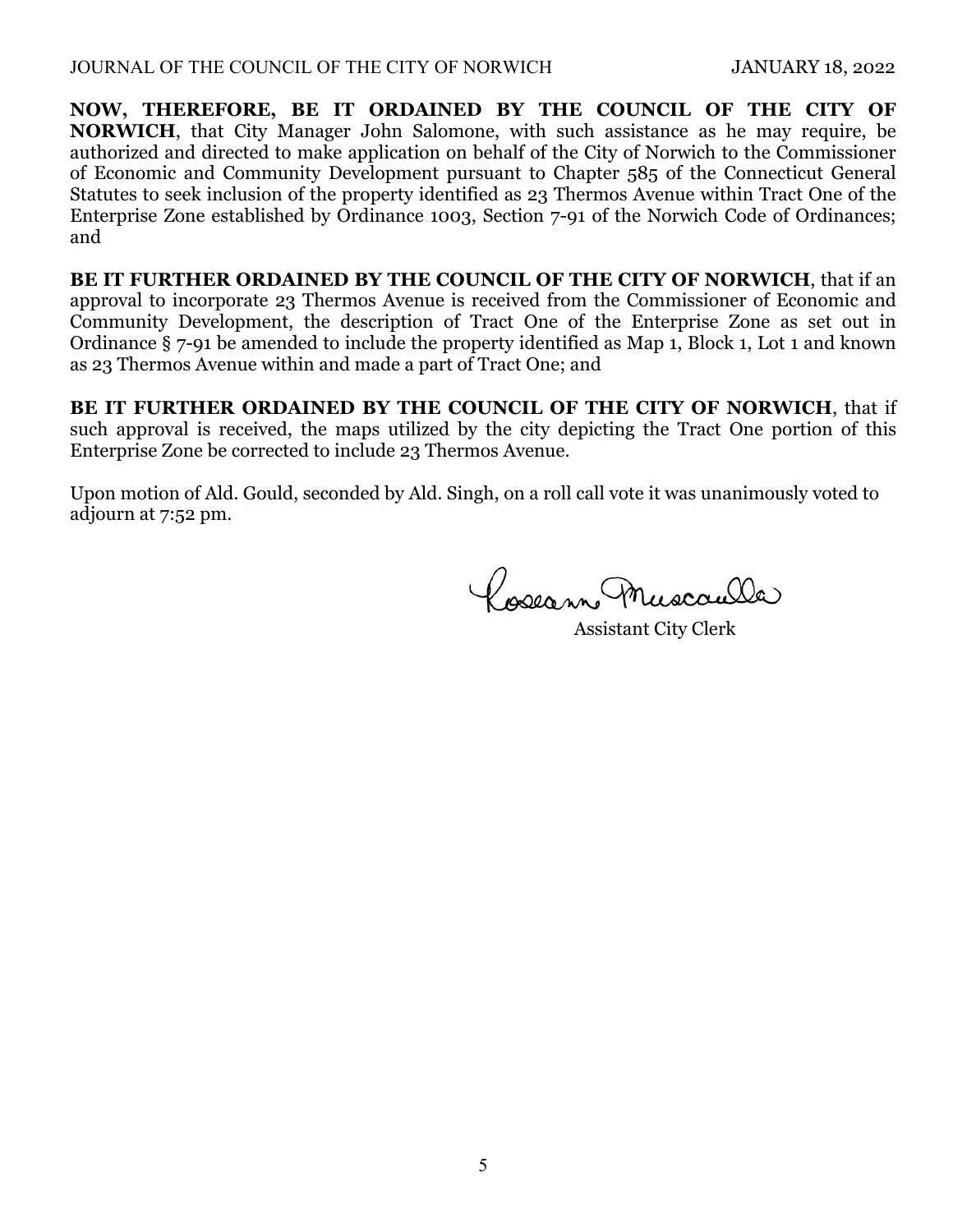**NOW, THEREFORE, BE IT ORDAINED BY THE COUNCIL OF THE CITY OF NORWICH**, that City Manager John Salomone, with such assistance as he may require, be authorized and directed to make application on behalf of the City of Norwich to the Commissioner of Economic and Community Development pursuant to Chapter 585 of the Connecticut General Statutes to seek inclusion of the property identified as 23 Thermos Avenue within Tract One of the Enterprise Zone established by Ordinance 1003, Section 7-91 of the Norwich Code of Ordinances; and

**BE IT FURTHER ORDAINED BY THE COUNCIL OF THE CITY OF NORWICH**, that if an approval to incorporate 23 Thermos Avenue is received from the Commissioner of Economic and Community Development, the description of Tract One of the Enterprise Zone as set out in Ordinance § 7-91 be amended to include the property identified as Map 1, Block 1, Lot 1 and known as 23 Thermos Avenue within and made a part of Tract One; and

**BE IT FURTHER ORDAINED BY THE COUNCIL OF THE CITY OF NORWICH**, that if such approval is received, the maps utilized by the city depicting the Tract One portion of this Enterprise Zone be corrected to include 23 Thermos Avenue.

Upon motion of Ald. Gould, seconded by Ald. Singh, on a roll call vote it was unanimously voted to adjourn at 7:52 pm.

Roseann Muscarella

Assistant City Clerk